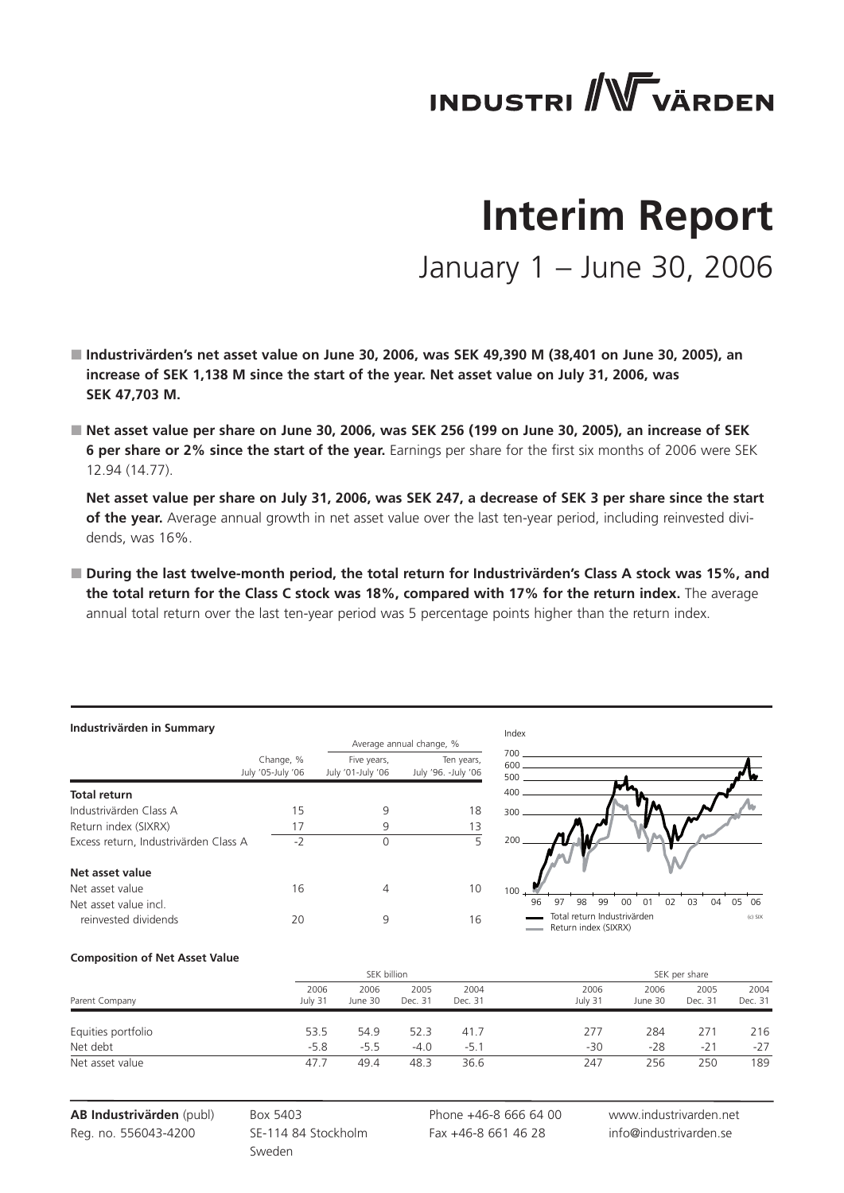# INDUSTRIVÄRDEN

# Interim Report

## January 1 – June 30, 2006

- **Industrivärden's net asset value on June 30, 2006, was SEK 49,390 M (38,401 on June 30, 2005), an increase of SEK 1,138 M since the start of the year. Net asset value on July 31, 2006, was SEK 47,703 M.**

- **Net asset value per share on June 30, 2006, was SEK 256 (199 on June 30, 2005), an increase of SEK 6 per share or 2% since the start of the year.** Earnings per share for the first six months of 2006 were SEK 12.94 (14.77).

  **Net asset value per share on July 31, 2006, was SEK 247, a decrease of SEK 3 per share since the start of the year.** Average annual growth in net asset value over the last ten-year period, including reinvested dividends, was 16%.

- **During the last twelve-month period, the total return for Industrivärden's Class A stock was 15%, and the total return for the Class C stock was 18%, compared with 17% for the return index.** The average annual total return over the last ten-year period was 5 percentage points higher than the return index.

**Industrivärden in Summary**

| | Change, % July '05-July '06 | Average annual change, % Five years, July '01-July '06 | Ten years, July '96. -July '06 |
|---|---|---|---|
| **Total return** | | | |
| Industrivärden Class A | 15 | 9 | 18 |
| Return index (SIXRX) | 17 | 9 | 13 |
| Excess return, Industrivärden Class A | -2 | 0 | 5 |
| **Net asset value** | | | |
| Net asset value | 16 | 4 | 10 |
| Net asset value incl. reinvested dividends | 20 | 9 | 16 |

**Composition of Net Asset Value**

| Parent Company | SEK billion 2006 July 31 | 2006 June 30 | 2005 Dec. 31 | 2004 Dec. 31 | SEK per share 2006 July 31 | 2006 June 30 | 2005 Dec. 31 | 2004 Dec. 31 |
|---|---|---|---|---|---|---|---|---|
| Equities portfolio | 53.5 | 54.9 | 52.3 | 41.7 | 277 | 284 | 271 | 216 |
| Net debt | -5.8 | -5.5 | -4.0 | -5.1 | -30 | -28 | -21 | -27 |
| Net asset value | 47.7 | 49.4 | 48.3 | 36.6 | 247 | 256 | 250 | 189 |

**AB Industrivärden** (publ)
Reg. no. 556043-4200

Box 5403
SE-114 84 Stockholm
Sweden

Phone +46-8 666 64 00
Fax +46-8 661 46 28

www.industrivarden.net
info@industrivarden.se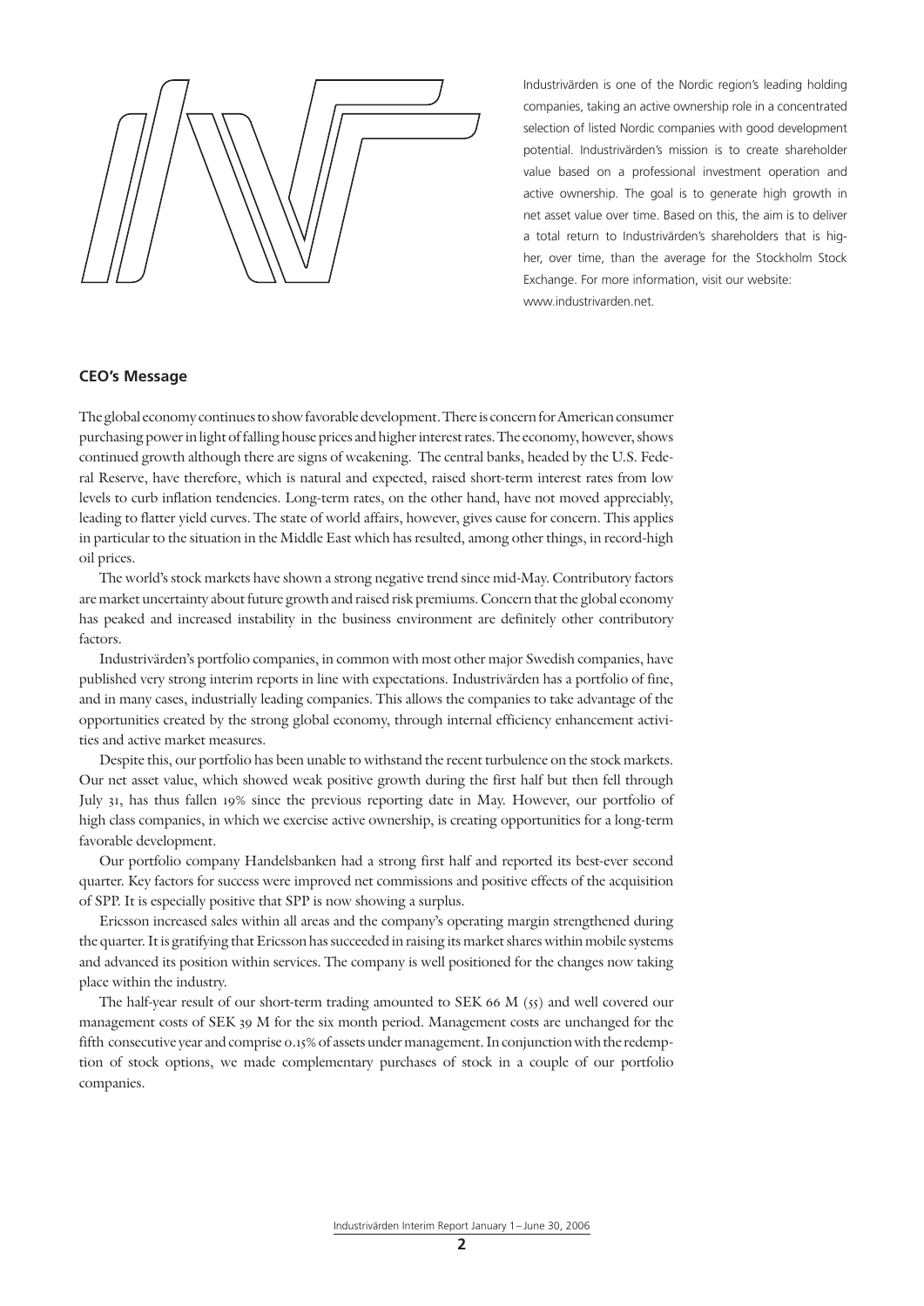Industrivärden is one of the Nordic region's leading holding companies, taking an active ownership role in a concentrated selection of listed Nordic companies with good development potential. Industrivärden's mission is to create shareholder value based on a professional investment operation and active ownership. The goal is to generate high growth in net asset value over time. Based on this, the aim is to deliver a total return to Industrivärden's shareholders that is higher, over time, than the average for the Stockholm Stock Exchange. For more information, visit our website: www.industrivarden.net.

## CEO's Message

The global economy continues to show favorable development. There is concern for American consumer purchasing power in light of falling house prices and higher interest rates. The economy, however, shows continued growth although there are signs of weakening. The central banks, headed by the U.S. Federal Reserve, have therefore, which is natural and expected, raised short-term interest rates from low levels to curb inflation tendencies. Long-term rates, on the other hand, have not moved appreciably, leading to flatter yield curves. The state of world affairs, however, gives cause for concern. This applies in particular to the situation in the Middle East which has resulted, among other things, in record-high oil prices.

The world's stock markets have shown a strong negative trend since mid-May. Contributory factors are market uncertainty about future growth and raised risk premiums. Concern that the global economy has peaked and increased instability in the business environment are definitely other contributory factors.

Industrivärden's portfolio companies, in common with most other major Swedish companies, have published very strong interim reports in line with expectations. Industrivärden has a portfolio of fine, and in many cases, industrially leading companies. This allows the companies to take advantage of the opportunities created by the strong global economy, through internal efficiency enhancement activities and active market measures.

Despite this, our portfolio has been unable to withstand the recent turbulence on the stock markets. Our net asset value, which showed weak positive growth during the first half but then fell through July 31, has thus fallen 19% since the previous reporting date in May. However, our portfolio of high class companies, in which we exercise active ownership, is creating opportunities for a long-term favorable development.

Our portfolio company Handelsbanken had a strong first half and reported its best-ever second quarter. Key factors for success were improved net commissions and positive effects of the acquisition of SPP. It is especially positive that SPP is now showing a surplus.

Ericsson increased sales within all areas and the company's operating margin strengthened during the quarter. It is gratifying that Ericsson has succeeded in raising its market shares within mobile systems and advanced its position within services. The company is well positioned for the changes now taking place within the industry.

The half-year result of our short-term trading amounted to SEK 66 M (55) and well covered our management costs of SEK 39 M for the six month period. Management costs are unchanged for the fifth consecutive year and comprise 0.15% of assets under management. In conjunction with the redemption of stock options, we made complementary purchases of stock in a couple of our portfolio companies.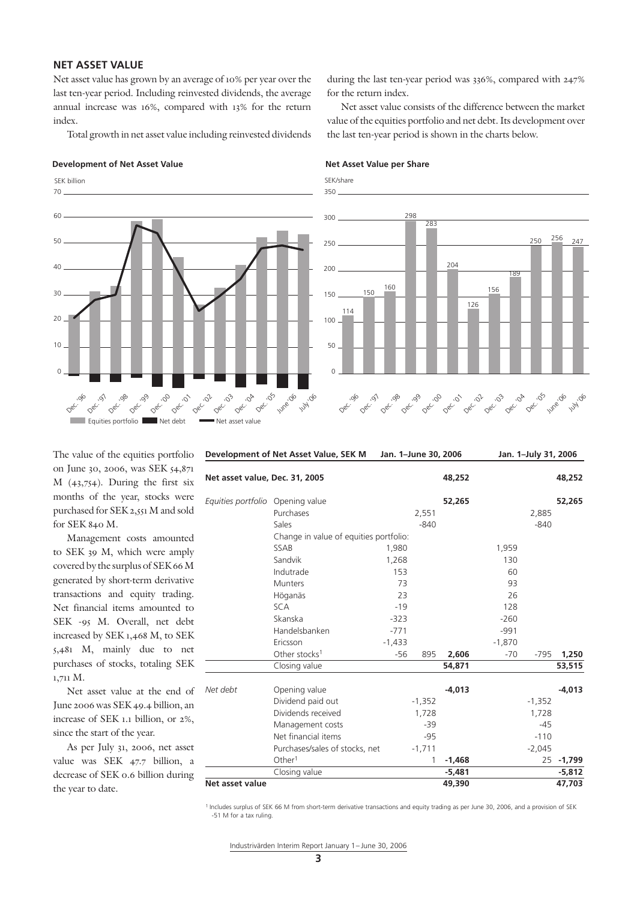## NET ASSET VALUE

Net asset value has grown by an average of 10% per year over the last ten-year period. Including reinvested dividends, the average annual increase was 16%, compared with 13% for the return index.

Total growth in net asset value including reinvested dividends during the last ten-year period was 336%, compared with 247% for the return index.

Net asset value consists of the difference between the market value of the equities portfolio and net debt. Its development over the last ten-year period is shown in the charts below.

**Development of Net Asset Value**

SEK billion

Equities portfolio | Net debt | Net asset value

**Net Asset Value per Share**

SEK/share

| Dec. '96 | Dec. '97 | Dec. '98 | Dec. '99 | Dec. '00 | Dec. '01 | Dec. '02 | Dec. '03 | Dec. '04 | Dec. '05 | June '06 | July '06 |
|---|---|---|---|---|---|---|---|---|---|---|---|
| 114 | 150 | 160 | 298 | 283 | 204 | 126 | 156 | 189 | 250 | 256 | 247 |

The value of the equities portfolio on June 30, 2006, was SEK 54,871 M (43,754). During the first six months of the year, stocks were purchased for SEK 2,551 M and sold for SEK 840 M.

Management costs amounted to SEK 39 M, which were amply covered by the surplus of SEK 66 M generated by short-term derivative transactions and equity trading. Net financial items amounted to SEK -95 M. Overall, net debt increased by SEK 1,468 M, to SEK 5,481 M, mainly due to net purchases of stocks, totaling SEK 1,711 M.

Net asset value at the end of June 2006 was SEK 49.4 billion, an increase of SEK 1.1 billion, or 2%, since the start of the year.

As per July 31, 2006, net asset value was SEK 47.7 billion, a decrease of SEK 0.6 billion during the year to date.

| Development of Net Asset Value, SEK M | | Jan. 1–June 30, 2006 | | | Jan. 1–July 31, 2006 | | |
|---|---|---|---|---|---|---|---|
| **Net asset value, Dec. 31, 2005** | | | | **48,252** | | | **48,252** |
| *Equities portfolio* | Opening value | | | **52,265** | | | **52,265** |
| | Purchases | | 2,551 | | | 2,885 | |
| | Sales | | -840 | | | -840 | |
| | Change in value of equities portfolio: | | | | | | |
| | SSAB | 1,980 | | | 1,959 | | |
| | Sandvik | 1,268 | | | 130 | | |
| | Indutrade | 153 | | | 60 | | |
| | Munters | 73 | | | 93 | | |
| | Höganäs | 23 | | | 26 | | |
| | SCA | -19 | | | 128 | | |
| | Skanska | -323 | | | -260 | | |
| | Handelsbanken | -771 | | | -991 | | |
| | Ericsson | -1,433 | | | -1,870 | | |
| | Other stocks[1] | -56 | 895 | **2,606** | -70 | -795 | **1,250** |
| | Closing value | | | **54,871** | | | **53,515** |
| *Net debt* | Opening value | | | **-4,013** | | | **-4,013** |
| | Dividend paid out | | -1,352 | | | -1,352 | |
| | Dividends received | | 1,728 | | | 1,728 | |
| | Management costs | | -39 | | | -45 | |
| | Net financial items | | -95 | | | -110 | |
| | Purchases/sales of stocks, net | | -1,711 | | | -2,045 | |
| | Other[1] | | 1 | **-1,468** | | 25 | **-1,799** |
| | Closing value | | | **-5,481** | | | **-5,812** |
| **Net asset value** | | | | **49,390** | | | **47,703** |

[1] Includes surplus of SEK 66 M from short-term derivative transactions and equity trading as per June 30, 2006, and a provision of SEK -51 M for a tax ruling.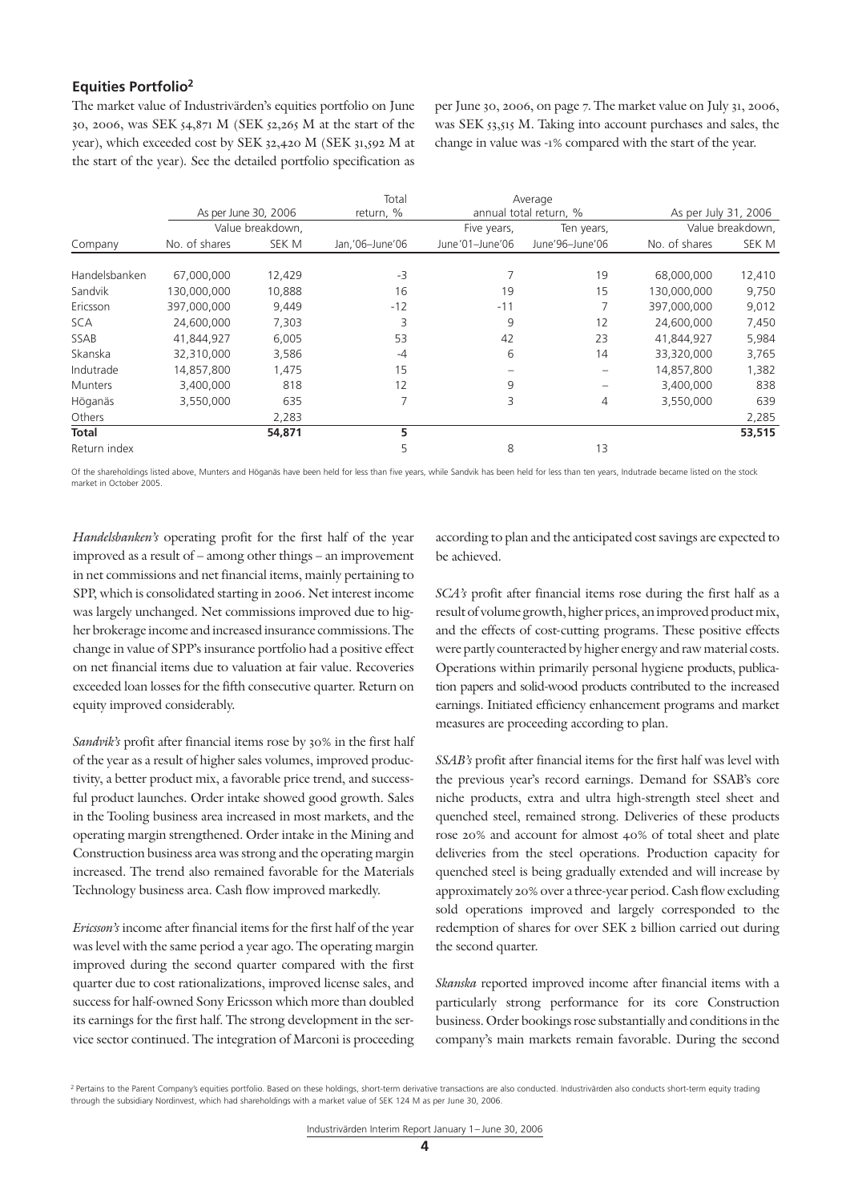## Equities Portfolio[2]

The market value of Industrivärden's equities portfolio on June 30, 2006, was SEK 54,871 M (SEK 52,265 M at the start of the year), which exceeded cost by SEK 32,420 M (SEK 31,592 M at the start of the year). See the detailed portfolio specification as per June 30, 2006, on page 7. The market value on July 31, 2006, was SEK 53,515 M. Taking into account purchases and sales, the change in value was -1% compared with the start of the year.

| Company | As per June 30, 2006 | | Total return, % | Average annual total return, % | | As per July 31, 2006 | |
|---|---|---|---|---|---|---|---|
| | No. of shares | Value breakdown, SEK M | Jan,'06–June'06 | Five years, June'01–June'06 | Ten years, June'96–June'06 | No. of shares | Value breakdown, SEK M |
| Handelsbanken | 67,000,000 | 12,429 | -3 | 7 | 19 | 68,000,000 | 12,410 |
| Sandvik | 130,000,000 | 10,888 | 16 | 19 | 15 | 130,000,000 | 9,750 |
| Ericsson | 397,000,000 | 9,449 | -12 | -11 | 7 | 397,000,000 | 9,012 |
| SCA | 24,600,000 | 7,303 | 3 | 9 | 12 | 24,600,000 | 7,450 |
| SSAB | 41,844,927 | 6,005 | 53 | 42 | 23 | 41,844,927 | 5,984 |
| Skanska | 32,310,000 | 3,586 | -4 | 6 | 14 | 33,320,000 | 3,765 |
| Indutrade | 14,857,800 | 1,475 | 15 | – | – | 14,857,800 | 1,382 |
| Munters | 3,400,000 | 818 | 12 | 9 | – | 3,400,000 | 838 |
| Höganäs | 3,550,000 | 635 | 7 | 3 | 4 | 3,550,000 | 639 |
| Others | | 2,283 | | | | | 2,285 |
| **Total** | | **54,871** | **5** | | | | **53,515** |
| Return index | | | 5 | 8 | 13 | | |

Of the shareholdings listed above, Munters and Höganäs have been held for less than five years, while Sandvik has been held for less than ten years, Indutrade became listed on the stock market in October 2005.

*Handelsbanken's* operating profit for the first half of the year improved as a result of – among other things – an improvement in net commissions and net financial items, mainly pertaining to SPP, which is consolidated starting in 2006. Net interest income was largely unchanged. Net commissions improved due to higher brokerage income and increased insurance commissions. The change in value of SPP's insurance portfolio had a positive effect on net financial items due to valuation at fair value. Recoveries exceeded loan losses for the fifth consecutive quarter. Return on equity improved considerably.

*Sandvik's* profit after financial items rose by 30% in the first half of the year as a result of higher sales volumes, improved productivity, a better product mix, a favorable price trend, and successful product launches. Order intake showed good growth. Sales in the Tooling business area increased in most markets, and the operating margin strengthened. Order intake in the Mining and Construction business area was strong and the operating margin increased. The trend also remained favorable for the Materials Technology business area. Cash flow improved markedly.

*Ericsson's* income after financial items for the first half of the year was level with the same period a year ago. The operating margin improved during the second quarter compared with the first quarter due to cost rationalizations, improved license sales, and success for half-owned Sony Ericsson which more than doubled its earnings for the first half. The strong development in the service sector continued. The integration of Marconi is proceeding according to plan and the anticipated cost savings are expected to be achieved.

*SCA's* profit after financial items rose during the first half as a result of volume growth, higher prices, an improved product mix, and the effects of cost-cutting programs. These positive effects were partly counteracted by higher energy and raw material costs. Operations within primarily personal hygiene products, publication papers and solid-wood products contributed to the increased earnings. Initiated efficiency enhancement programs and market measures are proceeding according to plan.

*SSAB's* profit after financial items for the first half was level with the previous year's record earnings. Demand for SSAB's core niche products, extra and ultra high-strength steel sheet and quenched steel, remained strong. Deliveries of these products rose 20% and account for almost 40% of total sheet and plate deliveries from the steel operations. Production capacity for quenched steel is being gradually extended and will increase by approximately 20% over a three-year period. Cash flow excluding sold operations improved and largely corresponded to the redemption of shares for over SEK 2 billion carried out during the second quarter.

*Skanska* reported improved income after financial items with a particularly strong performance for its core Construction business. Order bookings rose substantially and conditions in the company's main markets remain favorable. During the second

[2] Pertains to the Parent Company's equities portfolio. Based on these holdings, short-term derivative transactions are also conducted. Industrivärden also conducts short-term equity trading through the subsidiary Nordinvest, which had shareholdings with a market value of SEK 124 M as per June 30, 2006.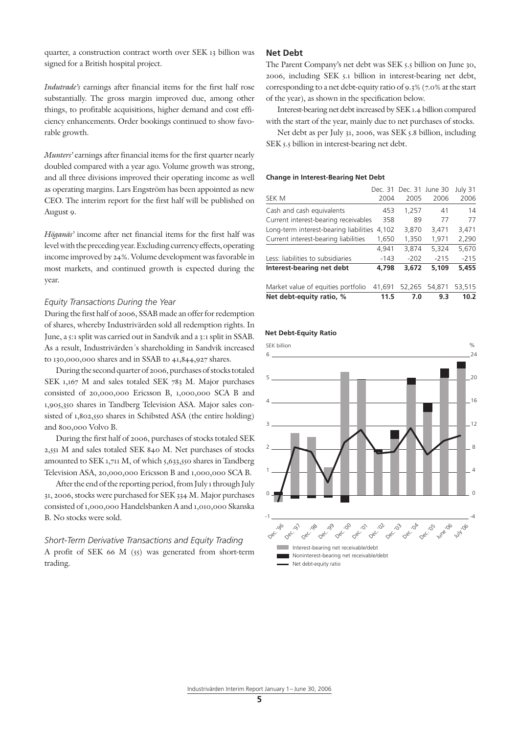quarter, a construction contract worth over SEK 13 billion was signed for a British hospital project.

*Indutrade's* earnings after financial items for the first half rose substantially. The gross margin improved due, among other things, to profitable acquisitions, higher demand and cost efficiency enhancements. Order bookings continued to show favorable growth.

*Munters'* earnings after financial items for the first quarter nearly doubled compared with a year ago. Volume growth was strong, and all three divisions improved their operating income as well as operating margins. Lars Engström has been appointed as new CEO. The interim report for the first half will be published on August 9.

*Höganäs'* income after net financial items for the first half was level with the preceding year. Excluding currency effects, operating income improved by 24%. Volume development was favorable in most markets, and continued growth is expected during the year.

### *Equity Transactions During the Year*

During the first half of 2006, SSAB made an offer for redemption of shares, whereby Industrivärden sold all redemption rights. In June, a 5:1 split was carried out in Sandvik and a 3:1 split in SSAB. As a result, Industrivärden´s shareholding in Sandvik increased to 130,000,000 shares and in SSAB to 41,844,927 shares.

During the second quarter of 2006, purchases of stocks totaled SEK 1,167 M and sales totaled SEK 783 M. Major purchases consisted of 20,000,000 Ericsson B, 1,000,000 SCA B and 1,905,350 shares in Tandberg Television ASA. Major sales consisted of 1,802,550 shares in Schibsted ASA (the entire holding) and 800,000 Volvo B.

During the first half of 2006, purchases of stocks totaled SEK 2,551 M and sales totaled SEK 840 M. Net purchases of stocks amounted to SEK 1,711 M, of which 5,633,550 shares in Tandberg Television ASA, 20,000,000 Ericsson B and 1,000,000 SCA B.

After the end of the reporting period, from July 1 through July 31, 2006, stocks were purchased for SEK 334 M. Major purchases consisted of 1,000,000 Handelsbanken A and 1,010,000 Skanska B. No stocks were sold.

### *Short-Term Derivative Transactions and Equity Trading*

A profit of SEK 66 M (55) was generated from short-term trading.

## Net Debt

The Parent Company's net debt was SEK 5.5 billion on June 30, 2006, including SEK 5.1 billion in interest-bearing net debt, corresponding to a net debt-equity ratio of 9.3% (7.0% at the start of the year), as shown in the specification below.

Interest-bearing net debt increased by SEK 1.4 billion compared with the start of the year, mainly due to net purchases of stocks.

Net debt as per July 31, 2006, was SEK 5.8 billion, including SEK 5.5 billion in interest-bearing net debt.

**Change in Interest-Bearing Net Debt**

| SEK M | Dec. 31 2004 | Dec. 31 2005 | June 30 2006 | July 31 2006 |
|---|---|---|---|---|
| Cash and cash equivalents | 453 | 1,257 | 41 | 14 |
| Current interest-bearing receivables | 358 | 89 | 77 | 77 |
| Long-term interest-bearing liabilities | 4,102 | 3,870 | 3,471 | 3,471 |
| Current interest-bearing liabilities | 1,650 | 1,350 | 1,971 | 2,290 |
| | 4,941 | 3,874 | 5,324 | 5,670 |
| Less: liabilities to subsidiaries | -143 | -202 | -215 | -215 |
| **Interest-bearing net debt** | **4,798** | **3,672** | **5,109** | **5,455** |
| Market value of equities portfolio | 41,691 | 52,265 | 54,871 | 53,515 |
| **Net debt-equity ratio, %** | **11.5** | **7.0** | **9.3** | **10.2** |

**Net Debt-Equity Ratio**

SEK billion / %

Dec. '96, Dec. '97, Dec. '98, Dec. '99, Dec. '00, Dec. '01, Dec. '02, Dec. '03, Dec. '04, Dec. '05, June '06, July '06

Interest-bearing net receivable/debt
Noninterest-bearing net receivable/debt
Net debt-equity ratio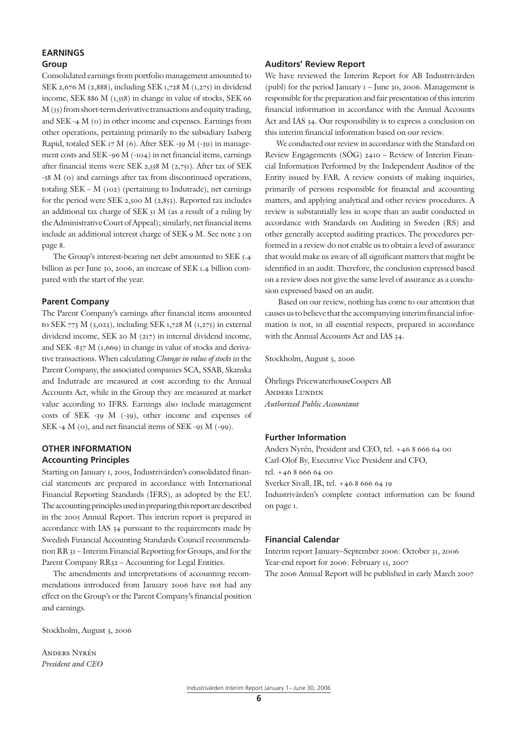## EARNINGS

### Group

Consolidated earnings from portfolio management amounted to SEK 2,676 M (2,888), including SEK 1,728 M (1,275) in dividend income, SEK 886 M (1,558) in change in value of stocks, SEK 66 M (55) from short-term derivative transactions and equity trading, and SEK -4 M (0) in other income and expenses. Earnings from other operations, pertaining primarily to the subsidiary Isaberg Rapid, totaled SEK 17 M (6). After SEK -39 M (-39) in management costs and SEK -96 M (-104) in net financial items, earnings after financial items were SEK 2,558 M (2,751). After tax of SEK -58 M (0) and earnings after tax from discontinued operations, totaling SEK – M (102) (pertaining to Indutrade), net earnings for the period were SEK 2,500 M (2,853). Reported tax includes an additional tax charge of SEK 51 M (as a result of a ruling by the Administrative Court of Appeal); similarly, net financial items include an additional interest charge of SEK 9 M. See note 3 on page 8.

The Group's interest-bearing net debt amounted to SEK 5.4 billion as per June 30, 2006, an increase of SEK 1.4 billion compared with the start of the year.

### Parent Company

The Parent Company's earnings after financial items amounted to SEK 773 M (3,023), including SEK 1,728 M (1,275) in external dividend income, SEK 20 M (217) in internal dividend income, and SEK -837 M (1,669) in change in value of stocks and derivative transactions. When calculating *Change in value of stocks* in the Parent Company, the associated companies SCA, SSAB, Skanska and Indutrade are measured at cost according to the Annual Accounts Act, while in the Group they are measured at market value according to IFRS. Earnings also include management costs of SEK -39 M (-39), other income and expenses of SEK -4 M (0), and net financial items of SEK -95 M (-99).

## OTHER INFORMATION

### Accounting Principles

Starting on January 1, 2005, Industrivärden's consolidated financial statements are prepared in accordance with International Financial Reporting Standards (IFRS), as adopted by the EU. The accounting principles used in preparing this report are described in the 2005 Annual Report. This interim report is prepared in accordance with IAS 34 pursuant to the requirements made by Swedish Financial Accounting Standards Council recommendation RR 31 – Interim Financial Reporting for Groups, and for the Parent Company RR32 – Accounting for Legal Entities.

The amendments and interpretations of accounting recommendations introduced from January 2006 have not had any effect on the Group's or the Parent Company's financial position and earnings.

Stockholm, August 3, 2006

Anders Nyrén
*President and CEO*

### Auditors' Review Report

We have reviewed the Interim Report for AB Industrivärden (publ) for the period January 1 – June 30, 2006. Management is responsible for the preparation and fair presentation of this interim financial information in accordance with the Annual Accounts Act and IAS 34. Our responsibility is to express a conclusion on this interim financial information based on our review.

We conducted our review in accordance with the Standard on Review Engagements (SÖG) 2410 – Review of Interim Financial Information Performed by the Independent Auditor of the Entity issued by FAR. A review consists of making inquiries, primarily of persons responsible for financial and accounting matters, and applying analytical and other review procedures. A review is substantially less in scope than an audit conducted in accordance with Standards on Auditing in Sweden (RS) and other generally accepted auditing practices. The procedures performed in a review do not enable us to obtain a level of assurance that would make us aware of all significant matters that might be identified in an audit. Therefore, the conclusion expressed based on a review does not give the same level of assurance as a conclusion expressed based on an audit.

Based on our review, nothing has come to our attention that causes us to believe that the accompanying interim financial information is not, in all essential respects, prepared in accordance with the Annual Accounts Act and IAS 34.

Stockholm, August 3, 2006

Öhrlings PricewaterhouseCoopers AB
Anders Lundin
*Authorized Public Accountant*

### Further Information

Anders Nyrén, President and CEO, tel. +46 8 666 64 00
Carl-Olof By, Executive Vice President and CFO,
tel. +46 8 666 64 00
Sverker Sivall, IR, tel. +46 8 666 64 19
Industrivärden's complete contact information can be found on page 1.

### Financial Calendar

Interim report January–September 2006: October 31, 2006
Year-end report for 2006: February 15, 2007
The 2006 Annual Report will be published in early March 2007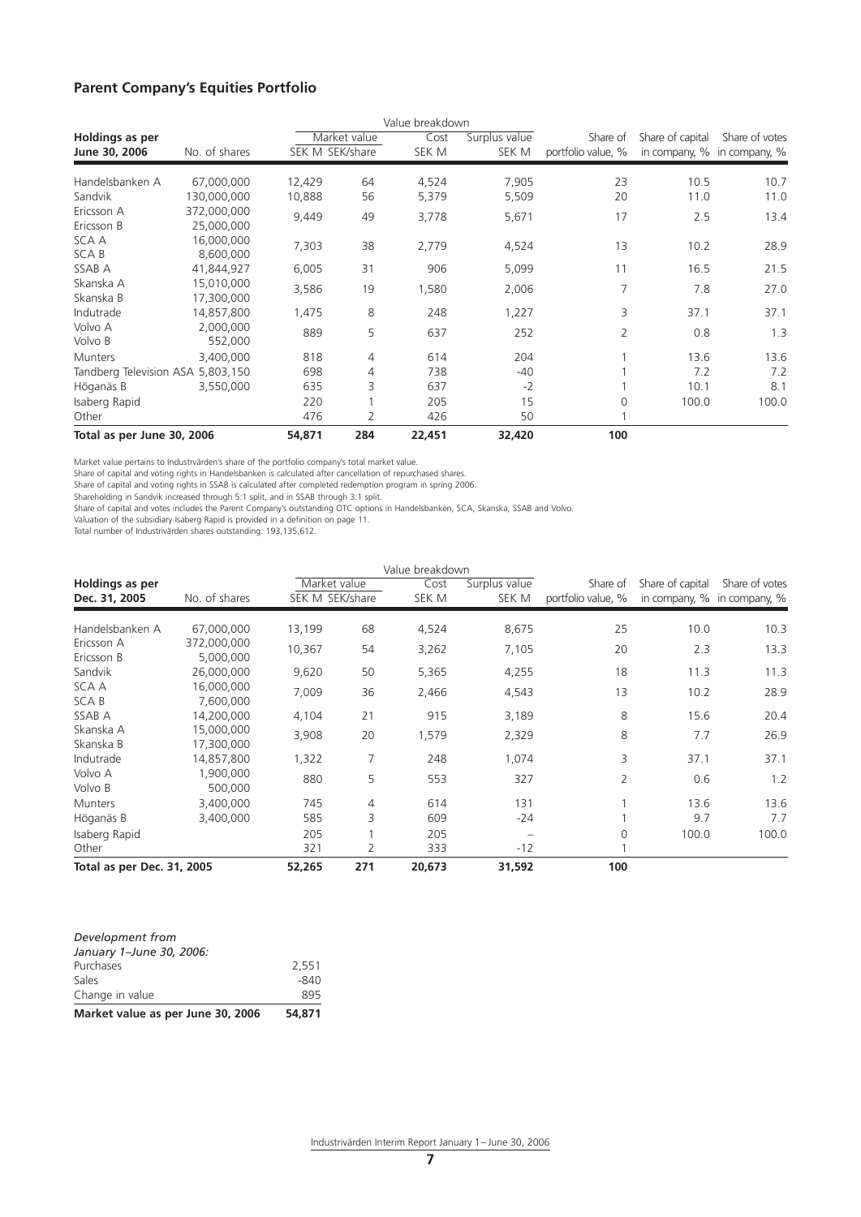## Parent Company's Equities Portfolio

| Holdings as per June 30, 2006 | No. of shares | Value breakdown | | | | | | |
|---|---|---|---|---|---|---|---|---|
| | | Market value | | Cost | Surplus value | Share of | Share of capital | Share of votes |
| | | SEK M | SEK/share | SEK M | SEK M | portfolio value, % | in company, % | in company, % |
| Handelsbanken A | 67,000,000 | 12,429 | 64 | 4,524 | 7,905 | 23 | 10.5 | 10.7 |
| Sandvik | 130,000,000 | 10,888 | 56 | 5,379 | 5,509 | 20 | 11.0 | 11.0 |
| Ericsson A | 372,000,000 | 9,449 | 49 | 3,778 | 5,671 | 17 | 2.5 | 13.4 |
| Ericsson B | 25,000,000 | | | | | | | |
| SCA A | 16,000,000 | 7,303 | 38 | 2,779 | 4,524 | 13 | 10.2 | 28.9 |
| SCA B | 8,600,000 | | | | | | | |
| SSAB A | 41,844,927 | 6,005 | 31 | 906 | 5,099 | 11 | 16.5 | 21.5 |
| Skanska A | 15,010,000 | 3,586 | 19 | 1,580 | 2,006 | 7 | 7.8 | 27.0 |
| Skanska B | 17,300,000 | | | | | | | |
| Indutrade | 14,857,800 | 1,475 | 8 | 248 | 1,227 | 3 | 37.1 | 37.1 |
| Volvo A | 2,000,000 | 889 | 5 | 637 | 252 | 2 | 0.8 | 1.3 |
| Volvo B | 552,000 | | | | | | | |
| Munters | 3,400,000 | 818 | 4 | 614 | 204 | 1 | 13.6 | 13.6 |
| Tandberg Television ASA | 5,803,150 | 698 | 4 | 738 | -40 | 1 | 7.2 | 7.2 |
| Höganäs B | 3,550,000 | 635 | 3 | 637 | -2 | 1 | 10.1 | 8.1 |
| Isaberg Rapid | | 220 | 1 | 205 | 15 | 0 | 100.0 | 100.0 |
| Other | | 476 | 2 | 426 | 50 | 1 | | |
| **Total as per June 30, 2006** | | **54,871** | **284** | **22,451** | **32,420** | **100** | | |

Market value pertains to Industrivärden's share of the portfolio company's total market value.
Share of capital and voting rights in Handelsbanken is calculated after cancellation of repurchased shares.
Share of capital and voting rights in SSAB is calculated after completed redemption program in spring 2006.
Shareholding in Sandvik increased through 5:1 split, and in SSAB through 3:1 split.
Share of capital and votes includes the Parent Company's outstanding OTC options in Handelsbanken, SCA, Skanska, SSAB and Volvo.
Valuation of the subsidiary Isaberg Rapid is provided in a definition on page 11.
Total number of Industrivärden shares outstanding: 193,135,612.

| Holdings as per Dec. 31, 2005 | No. of shares | Value breakdown | | | | | | |
|---|---|---|---|---|---|---|---|---|
| | | Market value | | Cost | Surplus value | Share of | Share of capital | Share of votes |
| | | SEK M | SEK/share | SEK M | SEK M | portfolio value, % | in company, % | in company, % |
| Handelsbanken A | 67,000,000 | 13,199 | 68 | 4,524 | 8,675 | 25 | 10.0 | 10.3 |
| Ericsson A | 372,000,000 | 10,367 | 54 | 3,262 | 7,105 | 20 | 2.3 | 13.3 |
| Ericsson B | 5,000,000 | | | | | | | |
| Sandvik | 26,000,000 | 9,620 | 50 | 5,365 | 4,255 | 18 | 11.3 | 11.3 |
| SCA A | 16,000,000 | 7,009 | 36 | 2,466 | 4,543 | 13 | 10.2 | 28.9 |
| SCA B | 7,600,000 | | | | | | | |
| SSAB A | 14,200,000 | 4,104 | 21 | 915 | 3,189 | 8 | 15.6 | 20.4 |
| Skanska A | 15,000,000 | 3,908 | 20 | 1,579 | 2,329 | 8 | 7.7 | 26.9 |
| Skanska B | 17,300,000 | | | | | | | |
| Indutrade | 14,857,800 | 1,322 | 7 | 248 | 1,074 | 3 | 37.1 | 37.1 |
| Volvo A | 1,900,000 | 880 | 5 | 553 | 327 | 2 | 0.6 | 1.2 |
| Volvo B | 500,000 | | | | | | | |
| Munters | 3,400,000 | 745 | 4 | 614 | 131 | 1 | 13.6 | 13.6 |
| Höganäs B | 3,400,000 | 585 | 3 | 609 | -24 | 1 | 9.7 | 7.7 |
| Isaberg Rapid | | 205 | 1 | 205 | – | 0 | 100.0 | 100.0 |
| Other | | 321 | 2 | 333 | -12 | 1 | | |
| **Total as per Dec. 31, 2005** | | **52,265** | **271** | **20,673** | **31,592** | **100** | | |

| *Development from January 1–June 30, 2006:* | |
|---|---|
| Purchases | 2,551 |
| Sales | -840 |
| Change in value | 895 |
| **Market value as per June 30, 2006** | **54,871** |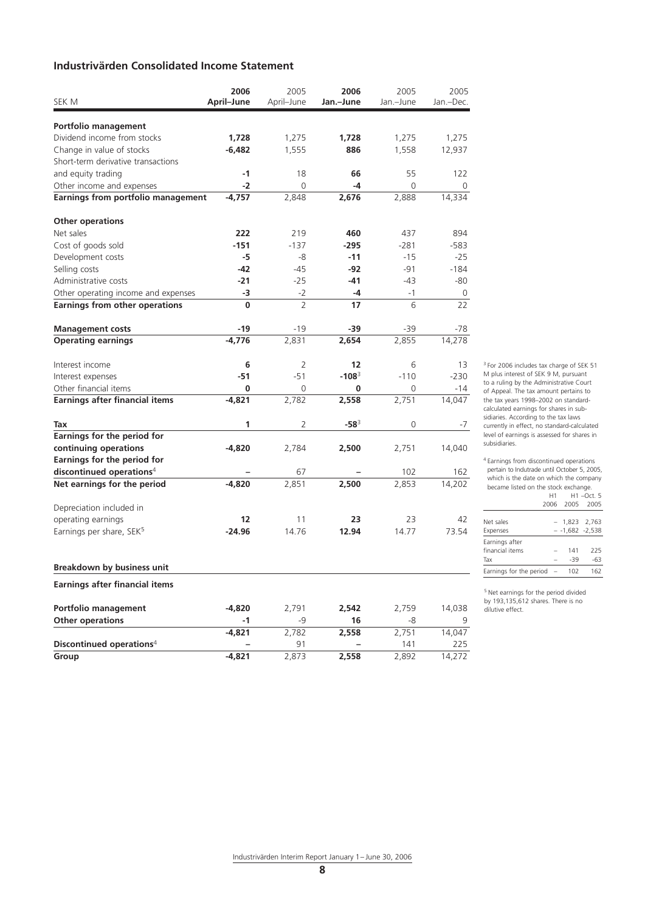## Industrivärden Consolidated Income Statement

| SEK M | 2006 April–June | 2005 April–June | 2006 Jan.–June | 2005 Jan.–June | 2005 Jan.–Dec. |
|---|---|---|---|---|---|
| **Portfolio management** | | | | | |
| Dividend income from stocks | **1,728** | 1,275 | **1,728** | 1,275 | 1,275 |
| Change in value of stocks | **-6,482** | 1,555 | **886** | 1,558 | 12,937 |
| Short-term derivative transactions and equity trading | **-1** | 18 | **66** | 55 | 122 |
| Other income and expenses | **-2** | 0 | **-4** | 0 | 0 |
| **Earnings from portfolio management** | **-4,757** | 2,848 | **2,676** | 2,888 | 14,334 |
| **Other operations** | | | | | |
| Net sales | **222** | 219 | **460** | 437 | 894 |
| Cost of goods sold | **-151** | -137 | **-295** | -281 | -583 |
| Development costs | **-5** | -8 | **-11** | -15 | -25 |
| Selling costs | **-42** | -45 | **-92** | -91 | -184 |
| Administrative costs | **-21** | -25 | **-41** | -43 | -80 |
| Other operating income and expenses | **-3** | -2 | **-4** | -1 | 0 |
| **Earnings from other operations** | **0** | 2 | **17** | 6 | 22 |
| **Management costs** | **-19** | -19 | **-39** | -39 | -78 |
| **Operating earnings** | **-4,776** | 2,831 | **2,654** | 2,855 | 14,278 |
| Interest income | **6** | 2 | **12** | 6 | 13 |
| Interest expenses | **-51** | -51 | **-108**[3] | -110 | -230 |
| Other financial items | **0** | 0 | **0** | 0 | -14 |
| **Earnings after financial items** | **-4,821** | 2,782 | **2,558** | 2,751 | 14,047 |
| **Tax** | **1** | 2 | **-58**[3] | 0 | -7 |
| **Earnings for the period for continuing operations** | **-4,820** | 2,784 | **2,500** | 2,751 | 14,040 |
| **Earnings for the period for discontinued operations**[4] | **–** | 67 | **–** | 102 | 162 |
| **Net earnings for the period** | **-4,820** | 2,851 | **2,500** | 2,853 | 14,202 |
| Depreciation included in operating earnings | **12** | 11 | **23** | 23 | 42 |
| Earnings per share, SEK[5] | **-24.96** | 14.76 | **12.94** | 14.77 | 73.54 |

### Breakdown by business unit

**Earnings after financial items**

| | 2006 April–June | 2005 April–June | 2006 Jan.–June | 2005 Jan.–June | 2005 Jan.–Dec. |
|---|---|---|---|---|---|
| **Portfolio management** | **-4,820** | 2,791 | **2,542** | 2,759 | 14,038 |
| **Other operations** | **-1** | -9 | **16** | -8 | 9 |
| | **-4,821** | 2,782 | **2,558** | 2,751 | 14,047 |
| **Discontinued operations**[4] | **–** | 91 | **–** | 141 | 225 |
| **Group** | **-4,821** | 2,873 | **2,558** | 2,892 | 14,272 |

[3] For 2006 includes tax charge of SEK 51 M plus interest of SEK 9 M, pursuant to a ruling by the Administrative Court of Appeal. The tax amount pertains to the tax years 1998–2002 on standard-calculated earnings for shares in subsidiaries. According to the tax laws currently in effect, no standard-calculated level of earnings is assessed for shares in subsidiaries.

[4] Earnings from discontinued operations pertain to Indutrade until October 5, 2005, which is the date on which the company became listed on the stock exchange.

| | H1 2006 | H1 2005 | H1 –Oct. 5 2005 |
|---|---|---|---|
| Net sales | – | 1,823 | 2,763 |
| Expenses | – | -1,682 | -2,538 |
| Earnings after financial items | – | 141 | 225 |
| Tax | – | -39 | -63 |
| Earnings for the period | – | 102 | 162 |

[5] Net earnings for the period divided by 193,135,612 shares. There is no dilutive effect.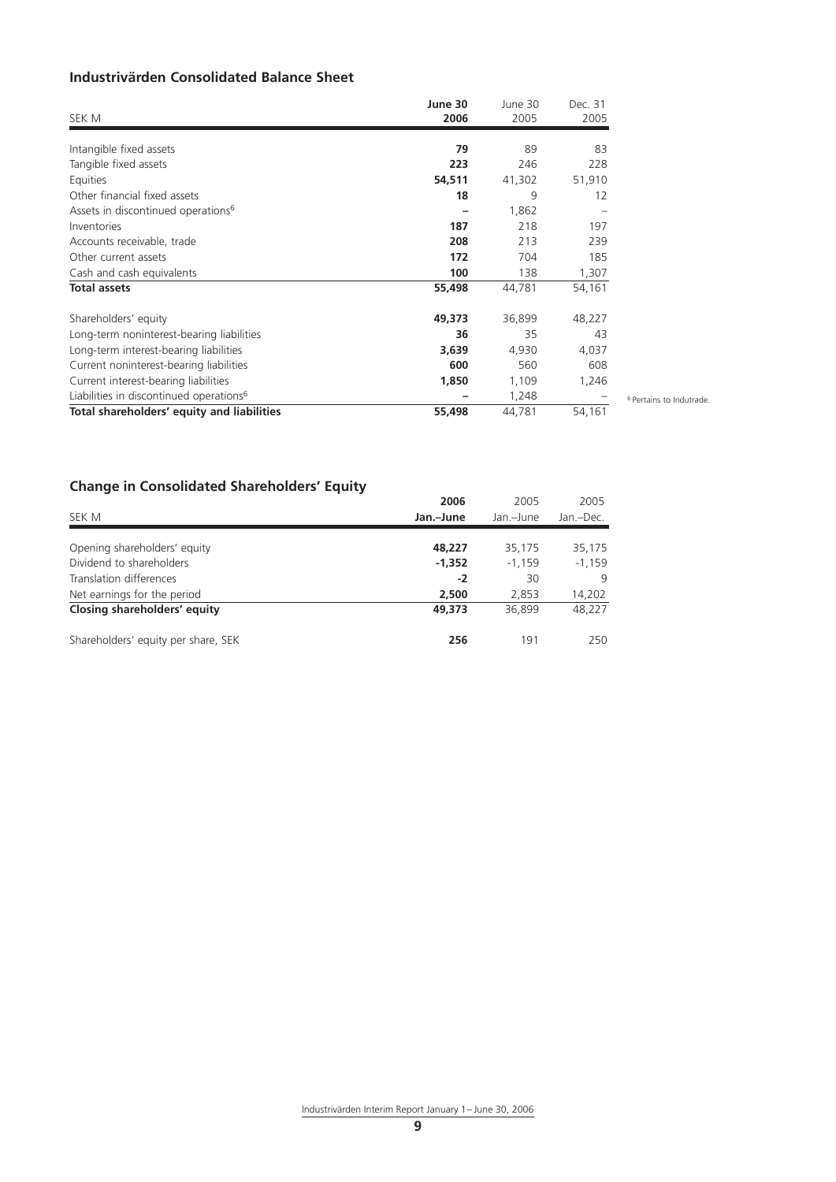## Industrivärden Consolidated Balance Sheet

| SEK M | **June 30 2006** | June 30 2005 | Dec. 31 2005 |
|---|---|---|---|
| Intangible fixed assets | **79** | 89 | 83 |
| Tangible fixed assets | **223** | 246 | 228 |
| Equities | **54,511** | 41,302 | 51,910 |
| Other financial fixed assets | **18** | 9 | 12 |
| Assets in discontinued operations[6] | **–** | 1,862 | – |
| Inventories | **187** | 218 | 197 |
| Accounts receivable, trade | **208** | 213 | 239 |
| Other current assets | **172** | 704 | 185 |
| Cash and cash equivalents | **100** | 138 | 1,307 |
| **Total assets** | **55,498** | 44,781 | 54,161 |
| | | | |
| Shareholders' equity | **49,373** | 36,899 | 48,227 |
| Long-term noninterest-bearing liabilities | **36** | 35 | 43 |
| Long-term interest-bearing liabilities | **3,639** | 4,930 | 4,037 |
| Current noninterest-bearing liabilities | **600** | 560 | 608 |
| Current interest-bearing liabilities | **1,850** | 1,109 | 1,246 |
| Liabilities in discontinued operations[6] | **–** | 1,248 | – |
| **Total shareholders' equity and liabilities** | **55,498** | 44,781 | 54,161 |

[6] Pertains to Indutrade.

## Change in Consolidated Shareholders' Equity

| SEK M | **2006 Jan.–June** | 2005 Jan.–June | 2005 Jan.–Dec. |
|---|---|---|---|
| Opening shareholders' equity | **48,227** | 35,175 | 35,175 |
| Dividend to shareholders | **-1,352** | -1,159 | -1,159 |
| Translation differences | **-2** | 30 | 9 |
| Net earnings for the period | **2,500** | 2,853 | 14,202 |
| **Closing shareholders' equity** | **49,373** | 36,899 | 48,227 |
| | | | |
| Shareholders' equity per share, SEK | **256** | 191 | 250 |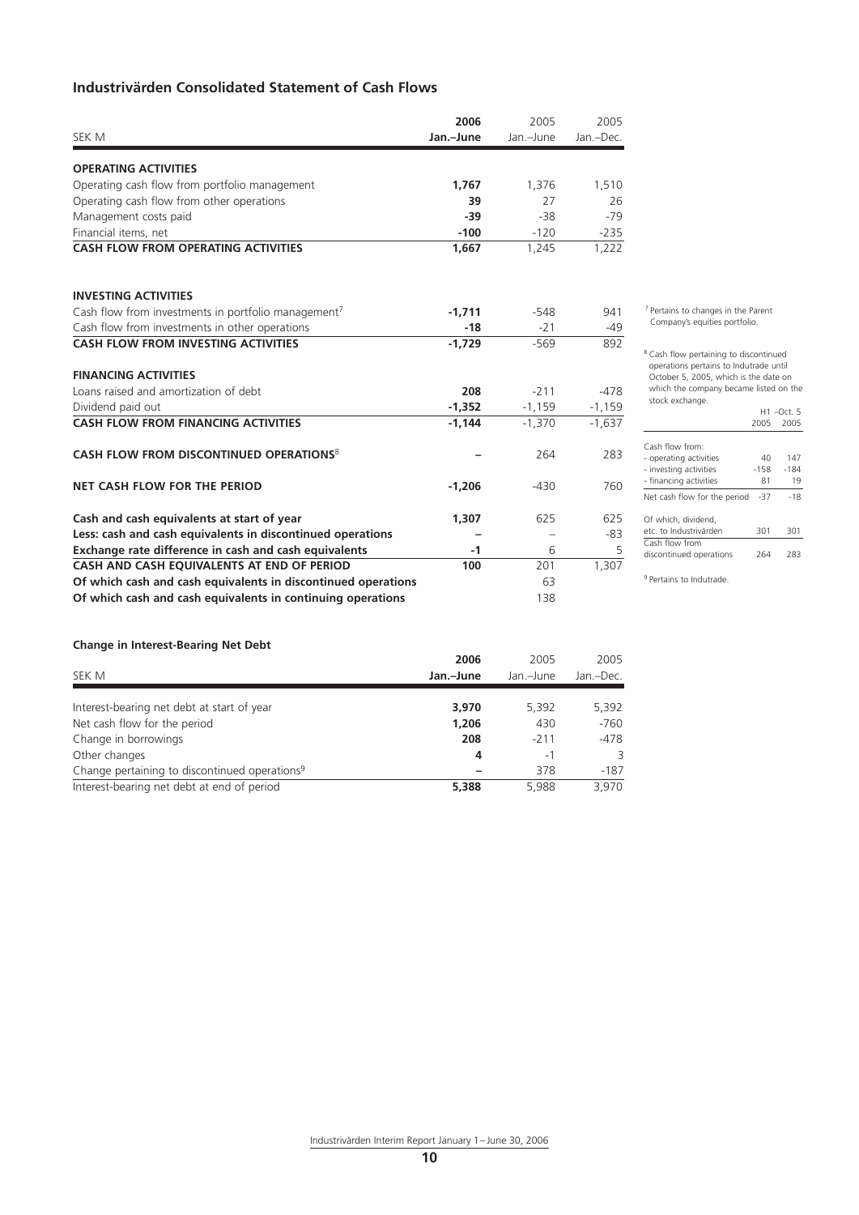## Industrivärden Consolidated Statement of Cash Flows

| SEK M | 2006 Jan.–June | 2005 Jan.–June | 2005 Jan.–Dec. |
|---|---|---|---|
| **OPERATING ACTIVITIES** | | | |
| Operating cash flow from portfolio management | **1,767** | 1,376 | 1,510 |
| Operating cash flow from other operations | **39** | 27 | 26 |
| Management costs paid | **-39** | -38 | -79 |
| Financial items, net | **-100** | -120 | -235 |
| **CASH FLOW FROM OPERATING ACTIVITIES** | **1,667** | 1,245 | 1,222 |
| | | | |
| **INVESTING ACTIVITIES** | | | |
| Cash flow from investments in portfolio management[7] | **-1,711** | -548 | 941 |
| Cash flow from investments in other operations | **-18** | -21 | -49 |
| **CASH FLOW FROM INVESTING ACTIVITIES** | **-1,729** | -569 | 892 |
| | | | |
| **FINANCING ACTIVITIES** | | | |
| Loans raised and amortization of debt | **208** | -211 | -478 |
| Dividend paid out | **-1,352** | -1,159 | -1,159 |
| **CASH FLOW FROM FINANCING ACTIVITIES** | **-1,144** | -1,370 | -1,637 |
| | | | |
| **CASH FLOW FROM DISCONTINUED OPERATIONS**[8] | **–** | 264 | 283 |
| | | | |
| **NET CASH FLOW FOR THE PERIOD** | **-1,206** | -430 | 760 |
| | | | |
| **Cash and cash equivalents at start of year** | **1,307** | 625 | 625 |
| **Less: cash and cash equivalents in discontinued operations** | **–** | – | -83 |
| **Exchange rate difference in cash and cash equivalents** | **-1** | 6 | 5 |
| **CASH AND CASH EQUIVALENTS AT END OF PERIOD** | **100** | 201 | 1,307 |
| **Of which cash and cash equivalents in discontinued operations** | | 63 | |
| **Of which cash and cash equivalents in continuing operations** | | 138 | |

[7] Pertains to changes in the Parent Company's equities portfolio.

[8] Cash flow pertaining to discontinued operations pertains to Indutrade until October 5, 2005, which is the date on which the company became listed on the stock exchange.

| | H1 2005 | –Oct. 5 2005 |
|---|---|---|
| Cash flow from: | | |
| - operating activities | 40 | 147 |
| - investing activities | -158 | -184 |
| - financing activities | 81 | 19 |
| Net cash flow for the period | -37 | -18 |
| | | |
| Of which, dividend, etc. to Industrivärden | 301 | 301 |
| Cash flow from discontinued operations | 264 | 283 |

[9] Pertains to Indutrade.

### Change in Interest-Bearing Net Debt

| SEK M | 2006 Jan.–June | 2005 Jan.–June | 2005 Jan.–Dec. |
|---|---|---|---|
| Interest-bearing net debt at start of year | **3,970** | 5,392 | 5,392 |
| Net cash flow for the period | **1,206** | 430 | -760 |
| Change in borrowings | **208** | -211 | -478 |
| Other changes | **4** | -1 | 3 |
| Change pertaining to discontinued operations[9] | **–** | 378 | -187 |
| Interest-bearing net debt at end of period | **5,388** | 5,988 | 3,970 |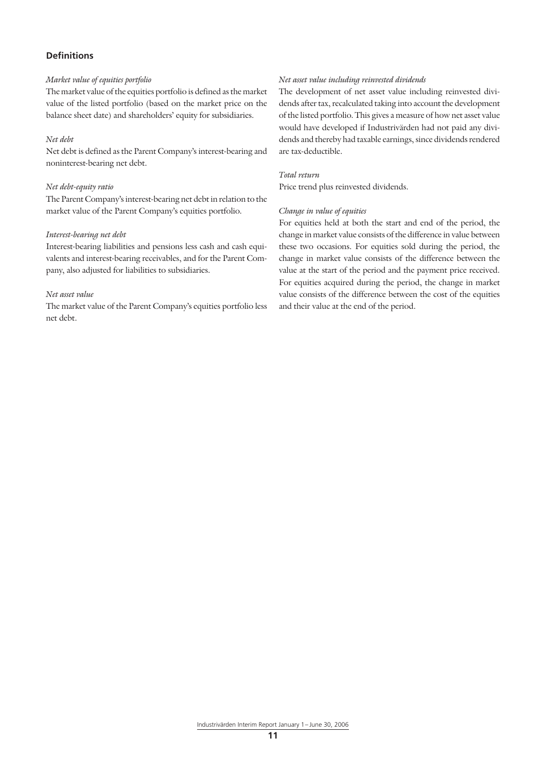## Definitions

*Market value of equities portfolio*

The market value of the equities portfolio is defined as the market value of the listed portfolio (based on the market price on the balance sheet date) and shareholders' equity for subsidiaries.

*Net debt*

Net debt is defined as the Parent Company's interest-bearing and noninterest-bearing net debt.

*Net debt-equity ratio*

The Parent Company's interest-bearing net debt in relation to the market value of the Parent Company's equities portfolio.

*Interest-bearing net debt*

Interest-bearing liabilities and pensions less cash and cash equivalents and interest-bearing receivables, and for the Parent Company, also adjusted for liabilities to subsidiaries.

*Net asset value*

The market value of the Parent Company's equities portfolio less net debt.

*Net asset value including reinvested dividends*

The development of net asset value including reinvested dividends after tax, recalculated taking into account the development of the listed portfolio. This gives a measure of how net asset value would have developed if Industrivärden had not paid any dividends and thereby had taxable earnings, since dividends rendered are tax-deductible.

*Total return*

Price trend plus reinvested dividends.

*Change in value of equities*

For equities held at both the start and end of the period, the change in market value consists of the difference in value between these two occasions. For equities sold during the period, the change in market value consists of the difference between the value at the start of the period and the payment price received. For equities acquired during the period, the change in market value consists of the difference between the cost of the equities and their value at the end of the period.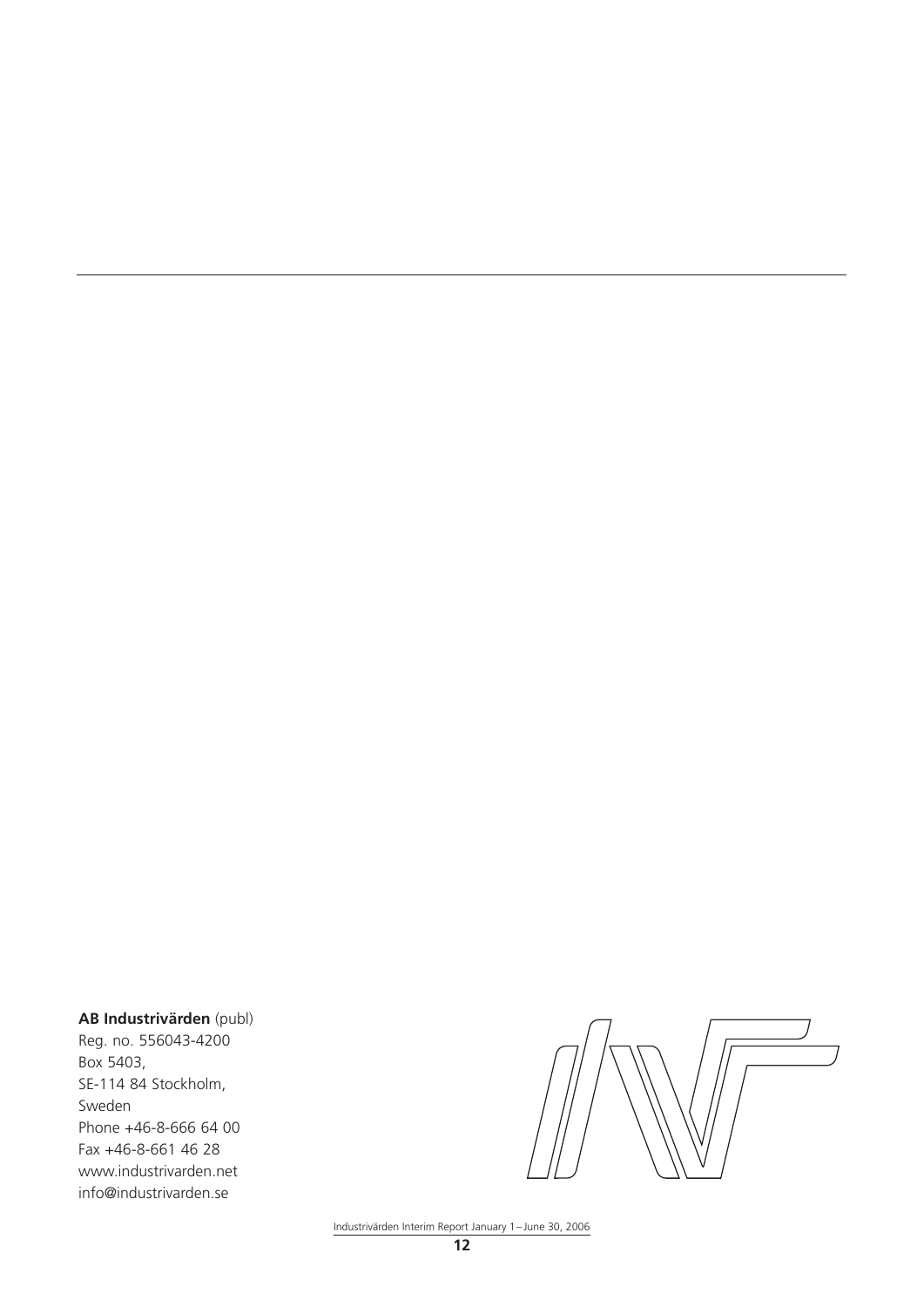**AB Industrivärden** (publ)
Reg. no. 556043-4200
Box 5403,
SE-114 84 Stockholm,
Sweden
Phone +46-8-666 64 00
Fax +46-8-661 46 28
www.industrivarden.net
info@industrivarden.se